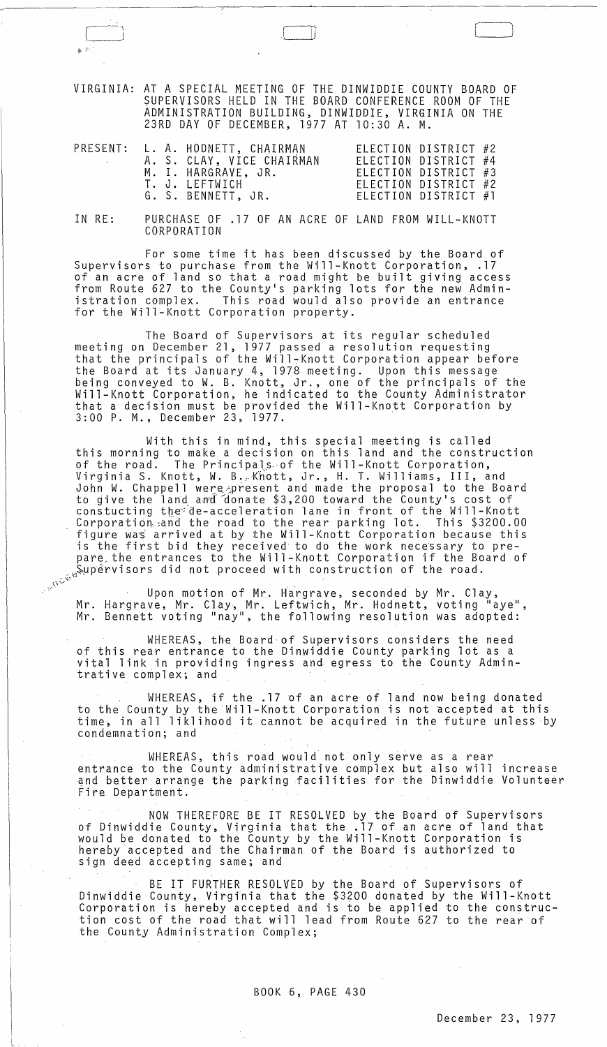VIRGINIA: AT A SPECIAL MEETING OF THE DINWIDDIE COUNTY BOARD OF SUPERVISORS HELD IN THE BOARD CONFERENCE ROOM OF THE ADMINISTRATION BUILDING, DINWIDDIE, VIRGINIA ON THE 23RD DAY OF DECEMBER, 1977 AT 10:30 A. M.

| PRESENT: | L. A. HODNETT, CHAIRMAN | ELECTION DISTRICT #2 |
|---|---|---|
| | A. S. CLAY, VICE CHAIRMAN | ELECTION DISTRICT #4 |
| | M. I. HARGRAVE, JR. | ELECTION DISTRICT #3 |
| | T. J. LEFTWICH | ELECTION DISTRICT #2 |
| | G. S. BENNETT, JR. | ELECTION DISTRICT #1 |

IN RE: PURCHASE OF .17 OF AN ACRE OF LAND FROM WILL-KNOTT CORPORATION

For some time it has been discussed by the Board of Supervisors to purchase from the Will-Knott Corporation, .17 of an acre of land so that a road might be built giving access from Route 627 to the County's parking lots for the new Administration complex. This road would also provide an entrance for the Will-Knott Corporation property.

The Board of Supervisors at its regular scheduled meeting on December 21, 1977 passed a resolution requesting that the principals of the Will-Knott Corporation appear before the Board at its January 4, 1978 meeting. Upon this message being conveyed to W. B. Knott, Jr., one of the principals of the Will-Knott Corporation, he indicated to the County Administrator that a decision must be provided the Will-Knott Corporation by 3:00 P. M., December 23, 1977.

With this in mind, this special meeting is called this morning to make a decision on this land and the construction of the road. The Principals of the Will-Knott Corporation, Virginia S. Knott, W. B. Knott, Jr., H. T. Williams, III, and John W. Chappell were present and made the proposal to the Board to give the land and donate $3,200 toward the County's cost of constucting the de-acceleration lane in front of the Will-Knott Corporation and the road to the rear parking lot. This $3200.00 figure was arrived at by the Will-Knott Corporation because this is the first bid they received to do the work necessary to prepare the entrances to the Will-Knott Corporation if the Board of Supervisors did not proceed with construction of the road.

Upon motion of Mr. Hargrave, seconded by Mr. Clay, Mr. Hargrave, Mr. Clay, Mr. Leftwich, Mr. Hodnett, voting "aye", Mr. Bennett voting "nay", the following resolution was adopted:

WHEREAS, the Board of Supervisors considers the need of this rear entrance to the Dinwiddie County parking lot as a vital link in providing ingress and egress to the County Admintrative complex; and

WHEREAS, if the .17 of an acre of land now being donated to the County by the Will-Knott Corporation is not accepted at this time, in all liklihood it cannot be acquired in the future unless by condemnation; and

WHEREAS, this road would not only serve as a rear entrance to the County administrative complex but also will increase and better arrange the parking facilities for the Dinwiddie Volunteer Fire Department.

NOW THEREFORE BE IT RESOLVED by the Board of Supervisors of Dinwiddie County, Virginia that the .17 of an acre of land that would be donated to the County by the Will-Knott Corporation is hereby accepted and the Chairman of the Board is authorized to sign deed accepting same; and

BE IT FURTHER RESOLVED by the Board of Supervisors of Dinwiddie County, Virginia that the $3200 donated by the Will-Knott Corporation is hereby accepted and is to be applied to the construction cost of the road that will lead from Route 627 to the rear of the County Administration Complex;

BOOK 6, PAGE 430

December 23, 1977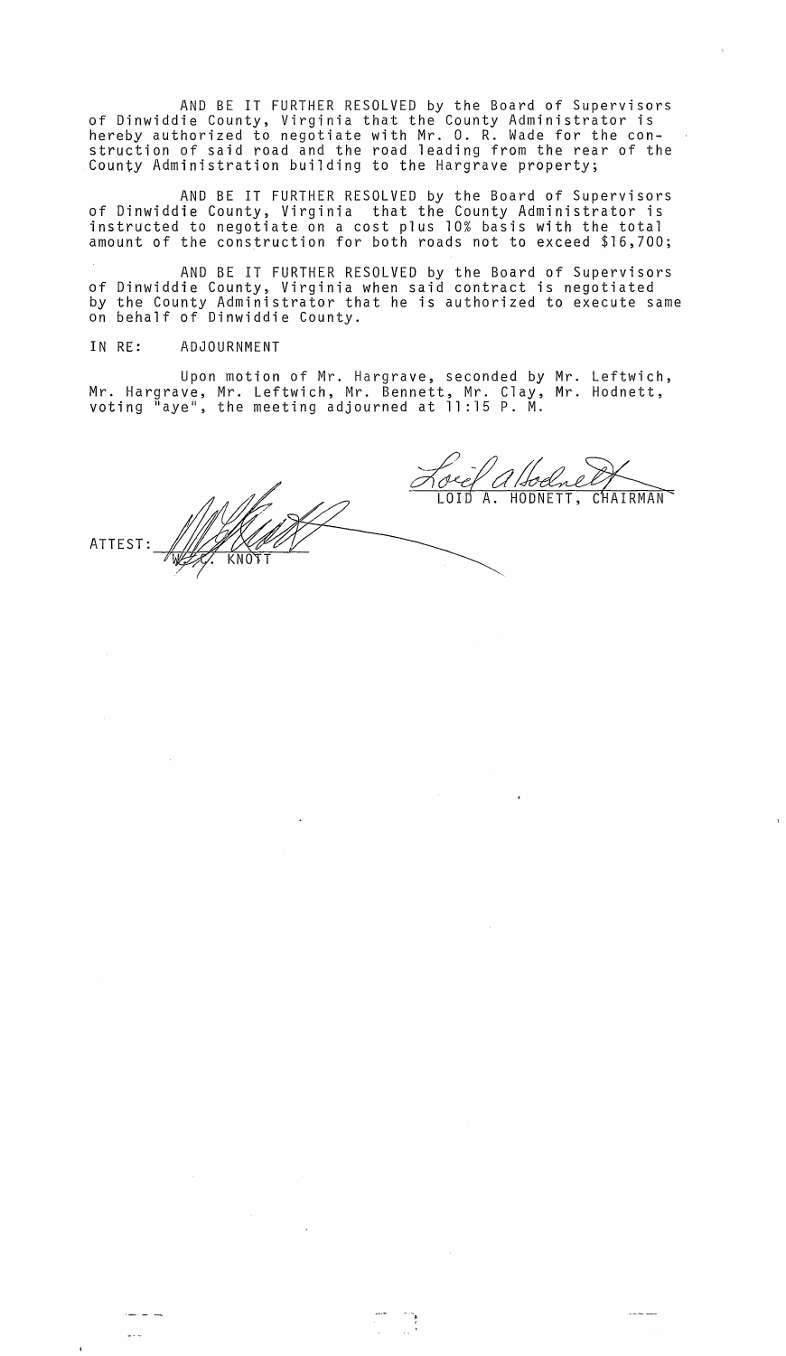AND BE IT FURTHER RESOLVED by the Board of Supervisors of Dinwiddie County, Virginia that the County Administrator is hereby authorized to negotiate with Mr. O. R. Wade for the construction of said road and the road leading from the rear of the County Administration building to the Hargrave property;

AND BE IT FURTHER RESOLVED by the Board of Supervisors of Dinwiddie County, Virginia that the County Administrator is instructed to negotiate on a cost plus 10% basis with the total amount of the construction for both roads not to exceed $16,700;

AND BE IT FURTHER RESOLVED by the Board of Supervisors of Dinwiddie County, Virginia when said contract is negotiated by the County Administrator that he is authorized to execute same on behalf of Dinwiddie County.

IN RE: ADJOURNMENT

Upon motion of Mr. Hargrave, seconded by Mr. Leftwich, Mr. Hargrave, Mr. Leftwich, Mr. Bennett, Mr. Clay, Mr. Hodnett, voting "aye", the meeting adjourned at 11:15 P. M.

LOID A. HODNETT, CHAIRMAN

ATTEST: W. C. KNOTT